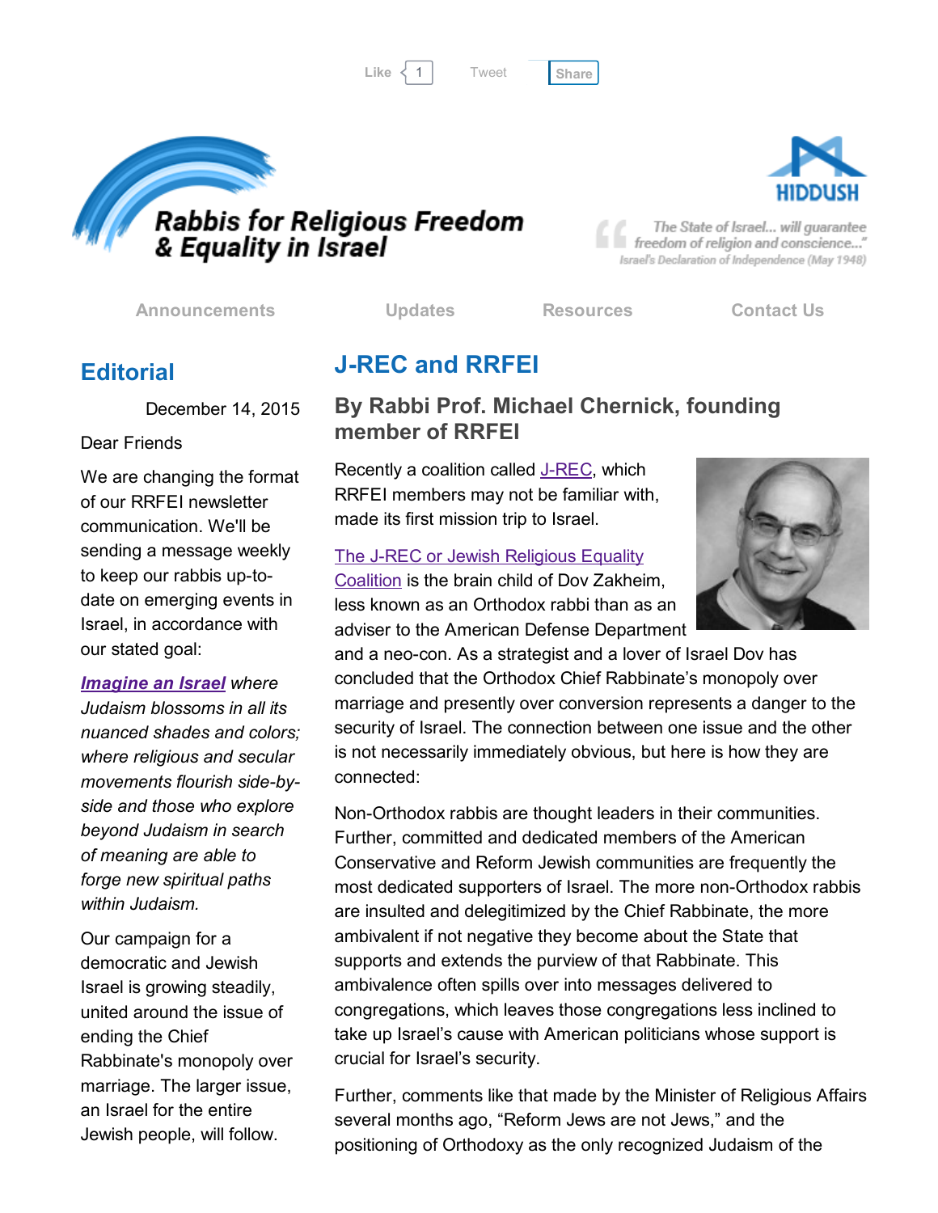Like 1 Tweet Share

# Rabbis for Religious Freedom & Equality in Israel

HIDDUSH

"The State of Israel... will guarantee freedom of religion and conscience..."
Israel's Declaration of Independence (May 1948)

Announcements | Updates | Resources | Contact Us

## Editorial

December 14, 2015

Dear Friends

We are changing the format of our RRFEI newsletter communication. We'll be sending a message weekly to keep our rabbis up-to-date on emerging events in Israel, in accordance with our stated goal:

***Imagine an Israel** where Judaism blossoms in all its nuanced shades and colors; where religious and secular movements flourish side-by-side and those who explore beyond Judaism in search of meaning are able to forge new spiritual paths within Judaism.*

Our campaign for a democratic and Jewish Israel is growing steadily, united around the issue of ending the Chief Rabbinate's monopoly over marriage. The larger issue, an Israel for the entire Jewish people, will follow.

## J-REC and RRFEI

### By Rabbi Prof. Michael Chernick, founding member of RRFEI

Recently a coalition called J-REC, which RRFEI members may not be familiar with, made its first mission trip to Israel.

The J-REC or Jewish Religious Equality Coalition is the brain child of Dov Zakheim, less known as an Orthodox rabbi than as an adviser to the American Defense Department and a neo-con. As a strategist and a lover of Israel Dov has concluded that the Orthodox Chief Rabbinate's monopoly over marriage and presently over conversion represents a danger to the security of Israel. The connection between one issue and the other is not necessarily immediately obvious, but here is how they are connected:

Non-Orthodox rabbis are thought leaders in their communities. Further, committed and dedicated members of the American Conservative and Reform Jewish communities are frequently the most dedicated supporters of Israel. The more non-Orthodox rabbis are insulted and delegitimized by the Chief Rabbinate, the more ambivalent if not negative they become about the State that supports and extends the purview of that Rabbinate. This ambivalence often spills over into messages delivered to congregations, which leaves those congregations less inclined to take up Israel's cause with American politicians whose support is crucial for Israel's security.

Further, comments like that made by the Minister of Religious Affairs several months ago, "Reform Jews are not Jews," and the positioning of Orthodoxy as the only recognized Judaism of the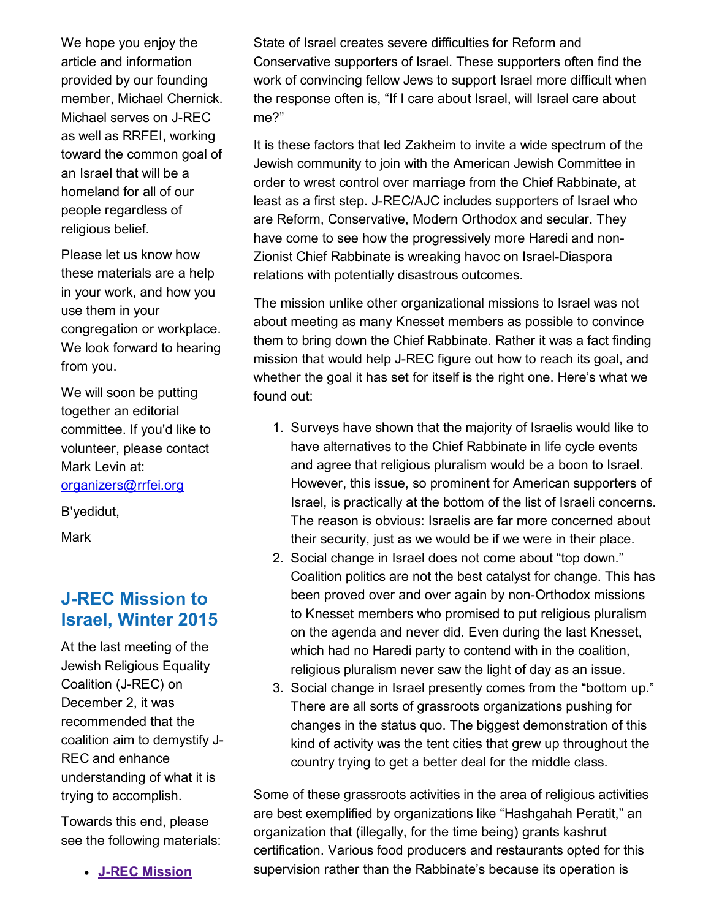We hope you enjoy the article and information provided by our founding member, Michael Chernick. Michael serves on J-REC as well as RRFEI, working toward the common goal of an Israel that will be a homeland for all of our people regardless of religious belief.

Please let us know how these materials are a help in your work, and how you use them in your congregation or workplace. We look forward to hearing from you.

We will soon be putting together an editorial committee. If you'd like to volunteer, please contact Mark Levin at: organizers@rrfei.org

B'yedidut,

Mark

## J-REC Mission to Israel, Winter 2015

At the last meeting of the Jewish Religious Equality Coalition (J-REC) on December 2, it was recommended that the coalition aim to demystify J-REC and enhance understanding of what it is trying to accomplish.

Towards this end, please see the following materials:

- **J-REC Mission**

State of Israel creates severe difficulties for Reform and Conservative supporters of Israel. These supporters often find the work of convincing fellow Jews to support Israel more difficult when the response often is, "If I care about Israel, will Israel care about me?"

It is these factors that led Zakheim to invite a wide spectrum of the Jewish community to join with the American Jewish Committee in order to wrest control over marriage from the Chief Rabbinate, at least as a first step. J-REC/AJC includes supporters of Israel who are Reform, Conservative, Modern Orthodox and secular. They have come to see how the progressively more Haredi and non-Zionist Chief Rabbinate is wreaking havoc on Israel-Diaspora relations with potentially disastrous outcomes.

The mission unlike other organizational missions to Israel was not about meeting as many Knesset members as possible to convince them to bring down the Chief Rabbinate. Rather it was a fact finding mission that would help J-REC figure out how to reach its goal, and whether the goal it has set for itself is the right one. Here's what we found out:

1. Surveys have shown that the majority of Israelis would like to have alternatives to the Chief Rabbinate in life cycle events and agree that religious pluralism would be a boon to Israel. However, this issue, so prominent for American supporters of Israel, is practically at the bottom of the list of Israeli concerns. The reason is obvious: Israelis are far more concerned about their security, just as we would be if we were in their place.
2. Social change in Israel does not come about "top down." Coalition politics are not the best catalyst for change. This has been proved over and over again by non-Orthodox missions to Knesset members who promised to put religious pluralism on the agenda and never did. Even during the last Knesset, which had no Haredi party to contend with in the coalition, religious pluralism never saw the light of day as an issue.
3. Social change in Israel presently comes from the "bottom up." There are all sorts of grassroots organizations pushing for changes in the status quo. The biggest demonstration of this kind of activity was the tent cities that grew up throughout the country trying to get a better deal for the middle class.

Some of these grassroots activities in the area of religious activities are best exemplified by organizations like "Hashgahah Peratit," an organization that (illegally, for the time being) grants kashrut certification. Various food producers and restaurants opted for this supervision rather than the Rabbinate's because its operation is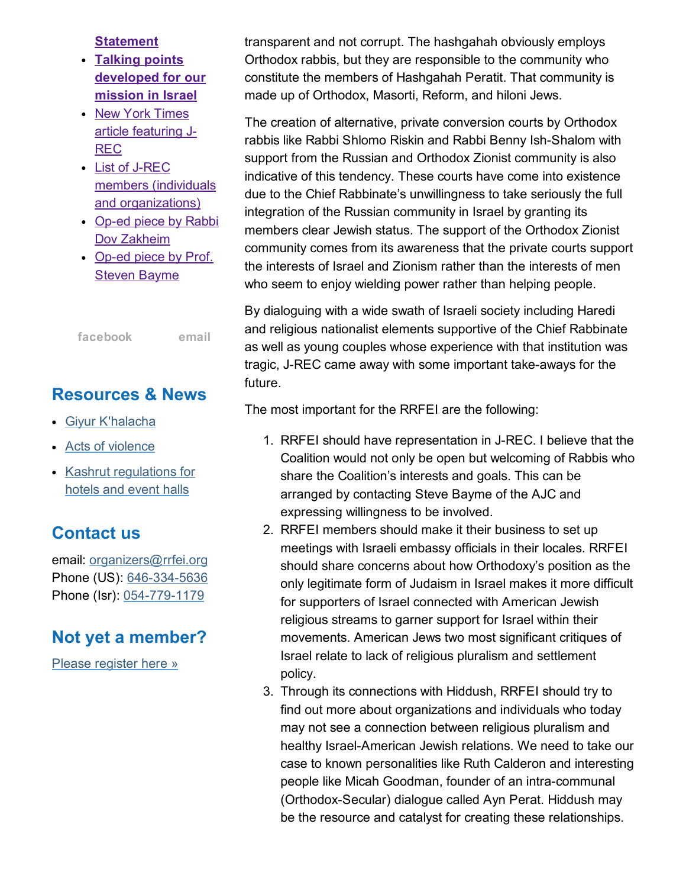transparent and not corrupt. The hashgahah obviously employs Orthodox rabbis, but they are responsible to the community who constitute the members of Hashgahah Peratit. That community is made up of Orthodox, Masorti, Reform, and hiloni Jews.

The creation of alternative, private conversion courts by Orthodox rabbis like Rabbi Shlomo Riskin and Rabbi Benny Ish-Shalom with support from the Russian and Orthodox Zionist community is also indicative of this tendency. These courts have come into existence due to the Chief Rabbinate's unwillingness to take seriously the full integration of the Russian community in Israel by granting its members clear Jewish status. The support of the Orthodox Zionist community comes from its awareness that the private courts support the interests of Israel and Zionism rather than the interests of men who seem to enjoy wielding power rather than helping people.

By dialoguing with a wide swath of Israeli society including Haredi and religious nationalist elements supportive of the Chief Rabbinate as well as young couples whose experience with that institution was tragic, J-REC came away with some important take-aways for the future.

The most important for the RRFEI are the following:

1. RRFEI should have representation in J-REC. I believe that the Coalition would not only be open but welcoming of Rabbis who share the Coalition's interests and goals. This can be arranged by contacting Steve Bayme of the AJC and expressing willingness to be involved.
2. RRFEI members should make it their business to set up meetings with Israeli embassy officials in their locales. RRFEI should share concerns about how Orthodoxy's position as the only legitimate form of Judaism in Israel makes it more difficult for supporters of Israel connected with American Jewish religious streams to garner support for Israel within their movements. American Jews two most significant critiques of Israel relate to lack of religious pluralism and settlement policy.
3. Through its connections with Hiddush, RRFEI should try to find out more about organizations and individuals who today may not see a connection between religious pluralism and healthy Israel-American Jewish relations. We need to take our case to known personalities like Ruth Calderon and interesting people like Micah Goodman, founder of an intra-communal (Orthodox-Secular) dialogue called Ayn Perat. Hiddush may be the resource and catalyst for creating these relationships.

- **Statement**
- **Talking points developed for our mission in Israel**
- New York Times article featuring J-REC
- List of J-REC members (individuals and organizations)
- Op-ed piece by Rabbi Dov Zakheim
- Op-ed piece by Prof. Steven Bayme

facebook email

## Resources & News

- Giyur K'halacha
- Acts of violence
- Kashrut regulations for hotels and event halls

## Contact us

email: organizers@rrfei.org
Phone (US): 646-334-5636
Phone (Isr): 054-779-1179

## Not yet a member?

Please register here »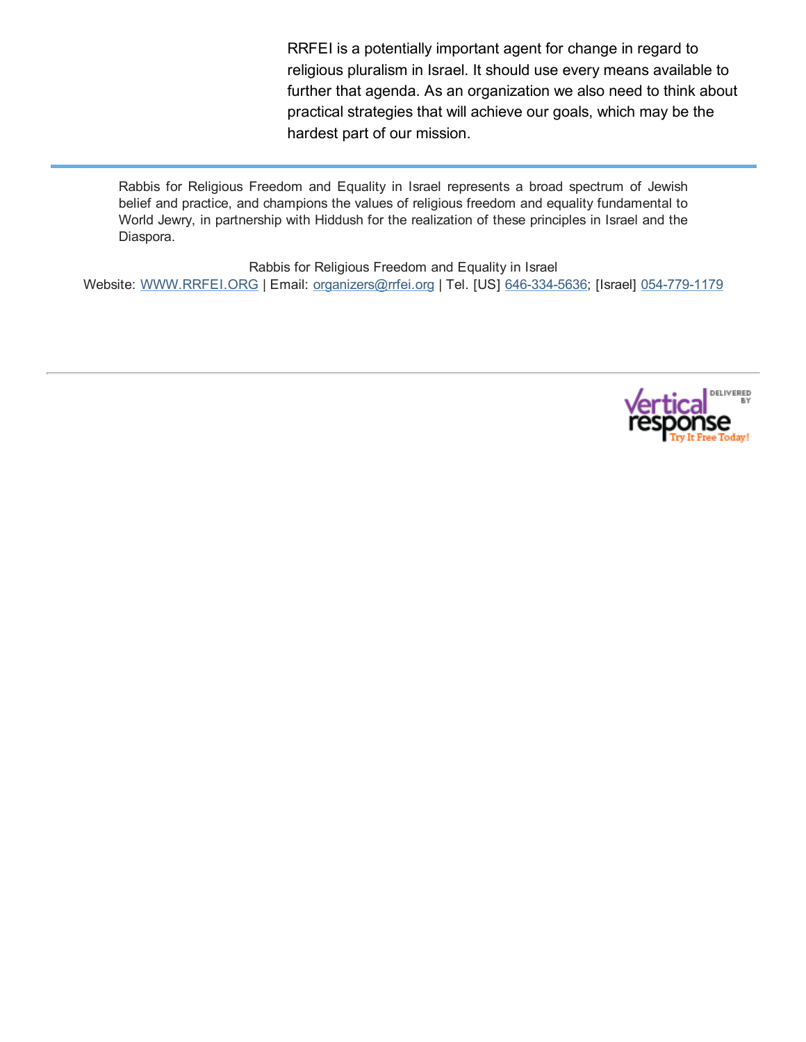RRFEI is a potentially important agent for change in regard to religious pluralism in Israel. It should use every means available to further that agenda. As an organization we also need to think about practical strategies that will achieve our goals, which may be the hardest part of our mission.

---

Rabbis for Religious Freedom and Equality in Israel represents a broad spectrum of Jewish belief and practice, and champions the values of religious freedom and equality fundamental to World Jewry, in partnership with Hiddush for the realization of these principles in Israel and the Diaspora.

Rabbis for Religious Freedom and Equality in Israel
Website: [WWW.RRFEI.ORG](http://WWW.RRFEI.ORG) | Email: [organizers@rrfei.org](mailto:organizers@rrfei.org) | Tel. [US] [646-334-5636](tel:646-334-5636); [Israel] [054-779-1179](tel:054-779-1179)

---

DELIVERED BY Vertical response Try It Free Today!